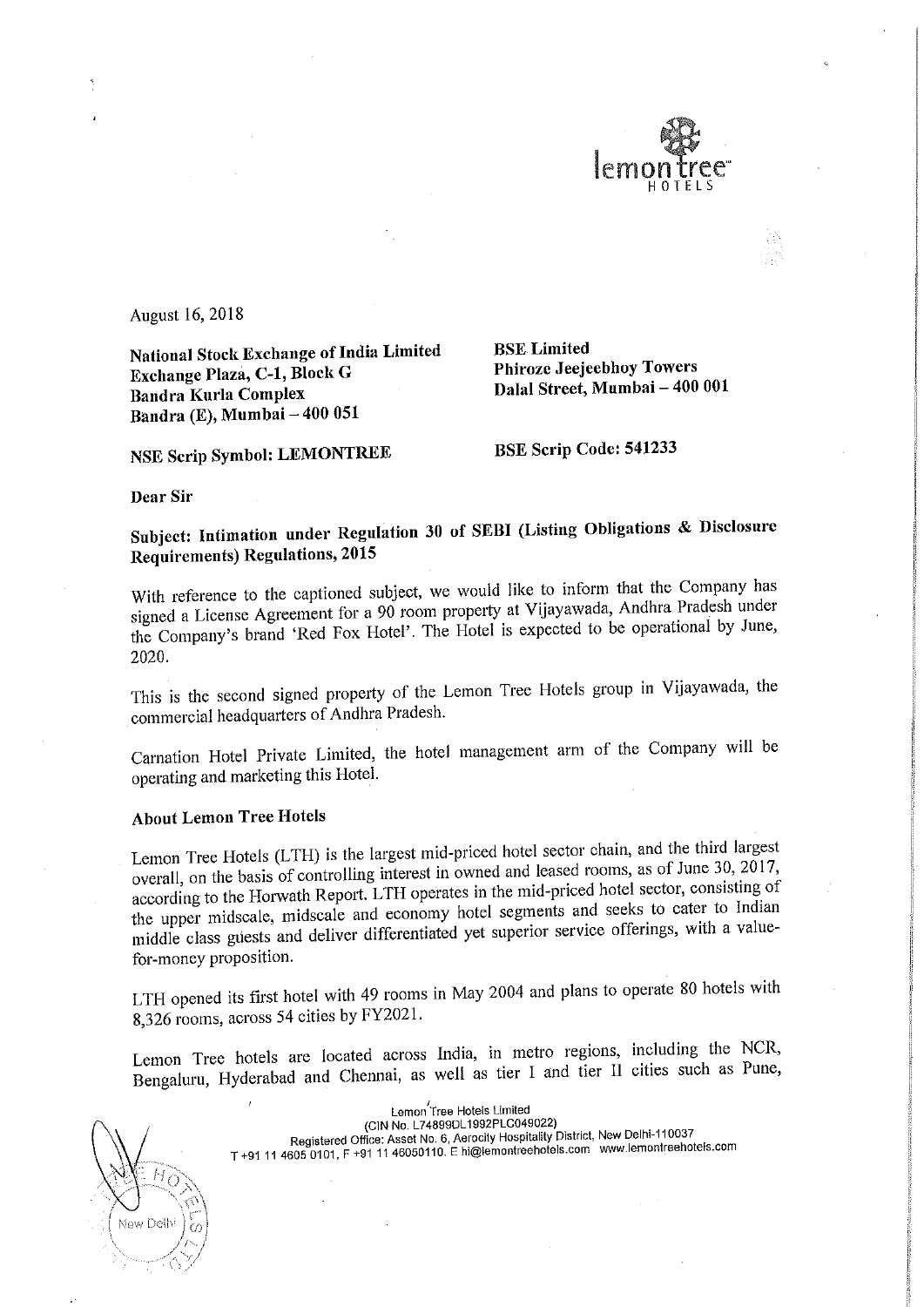August 16, 2018

**National Stock Exchange of India Limited**
**Exchange Plaza, C-1, Block G**
**Bandra Kurla Complex**
**Bandra (E), Mumbai – 400 051**

**BSE Limited**
**Phiroze Jeejeebhoy Towers**
**Dalal Street, Mumbai – 400 001**

**NSE Scrip Symbol: LEMONTREE**

**BSE Scrip Code: 541233**

**Dear Sir**

**Subject: Intimation under Regulation 30 of SEBI (Listing Obligations & Disclosure Requirements) Regulations, 2015**

With reference to the captioned subject, we would like to inform that the Company has signed a License Agreement for a 90 room property at Vijayawada, Andhra Pradesh under the Company's brand 'Red Fox Hotel'. The Hotel is expected to be operational by June, 2020.

This is the second signed property of the Lemon Tree Hotels group in Vijayawada, the commercial headquarters of Andhra Pradesh.

Carnation Hotel Private Limited, the hotel management arm of the Company will be operating and marketing this Hotel.

**About Lemon Tree Hotels**

Lemon Tree Hotels (LTH) is the largest mid-priced hotel sector chain, and the third largest overall, on the basis of controlling interest in owned and leased rooms, as of June 30, 2017, according to the Horwath Report. LTH operates in the mid-priced hotel sector, consisting of the upper midscale, midscale and economy hotel segments and seeks to cater to Indian middle class guests and deliver differentiated yet superior service offerings, with a value-for-money proposition.

LTH opened its first hotel with 49 rooms in May 2004 and plans to operate 80 hotels with 8,326 rooms, across 54 cities by FY2021.

Lemon Tree hotels are located across India, in metro regions, including the NCR, Bengaluru, Hyderabad and Chennai, as well as tier I and tier II cities such as Pune,

Lemon Tree Hotels Limited
(CIN No. L74899DL1992PLC049022)
Registered Office: Asset No. 6, Aerocity Hospitality District, New Delhi-110037
T +91 11 4605 0101, F +91 11 46050110. E hi@lemontreehotels.com www.lemontreehotels.com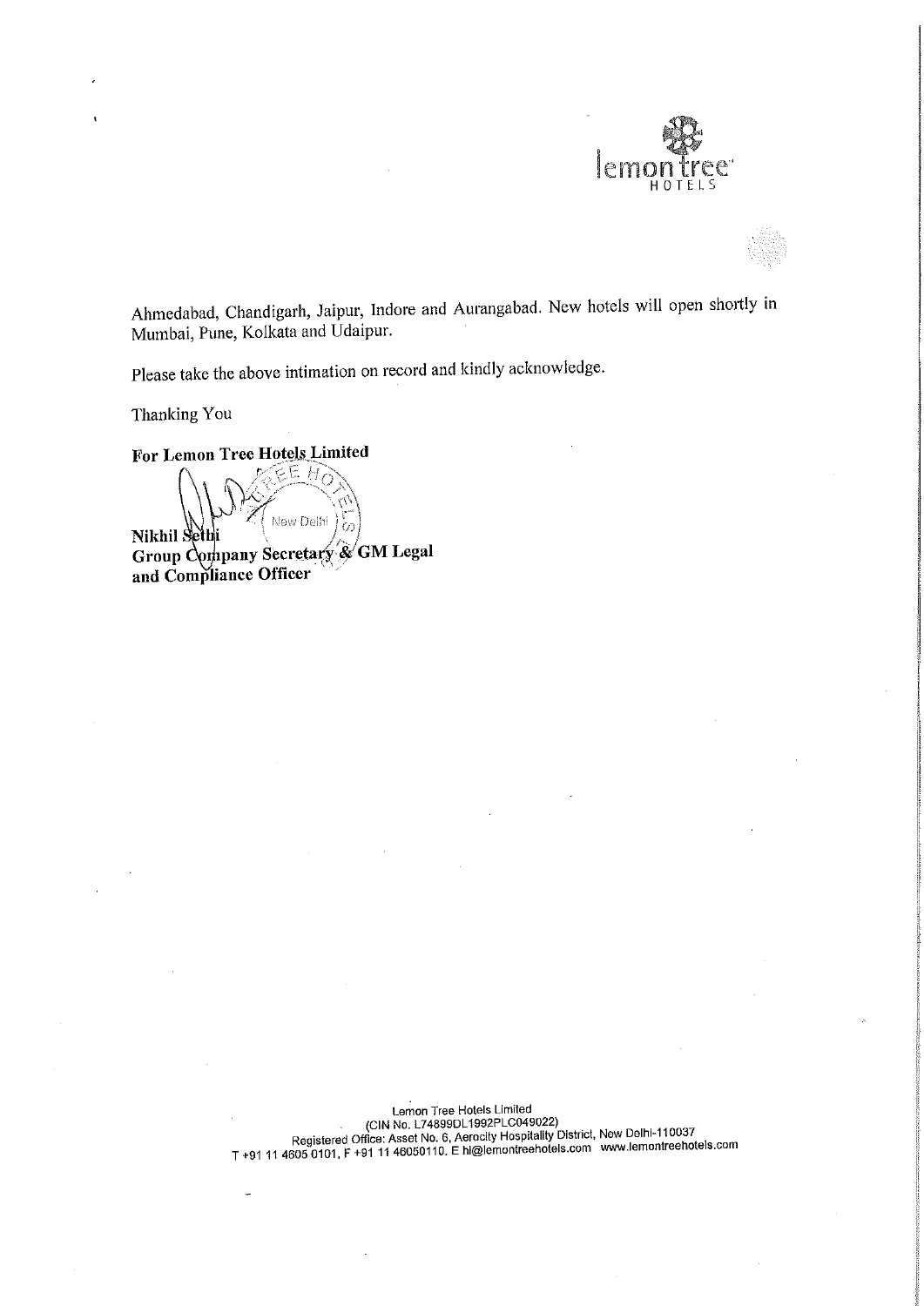Ahmedabad, Chandigarh, Jaipur, Indore and Aurangabad. New hotels will open shortly in Mumbai, Pune, Kolkata and Udaipur.

Please take the above intimation on record and kindly acknowledge.

Thanking You

**For Lemon Tree Hotels Limited**

**Nikhil Sethi**
**Group Company Secretary & GM Legal and Compliance Officer**

Lemon Tree Hotels Limited
(CIN No. L74899DL1992PLC049022)
Registered Office: Asset No. 6, Aerocity Hospitality District, New Delhi-110037
T +91 11 4605 0101, F +91 11 46050110. E hi@lemontreehotels.com www.lemontreehotels.com